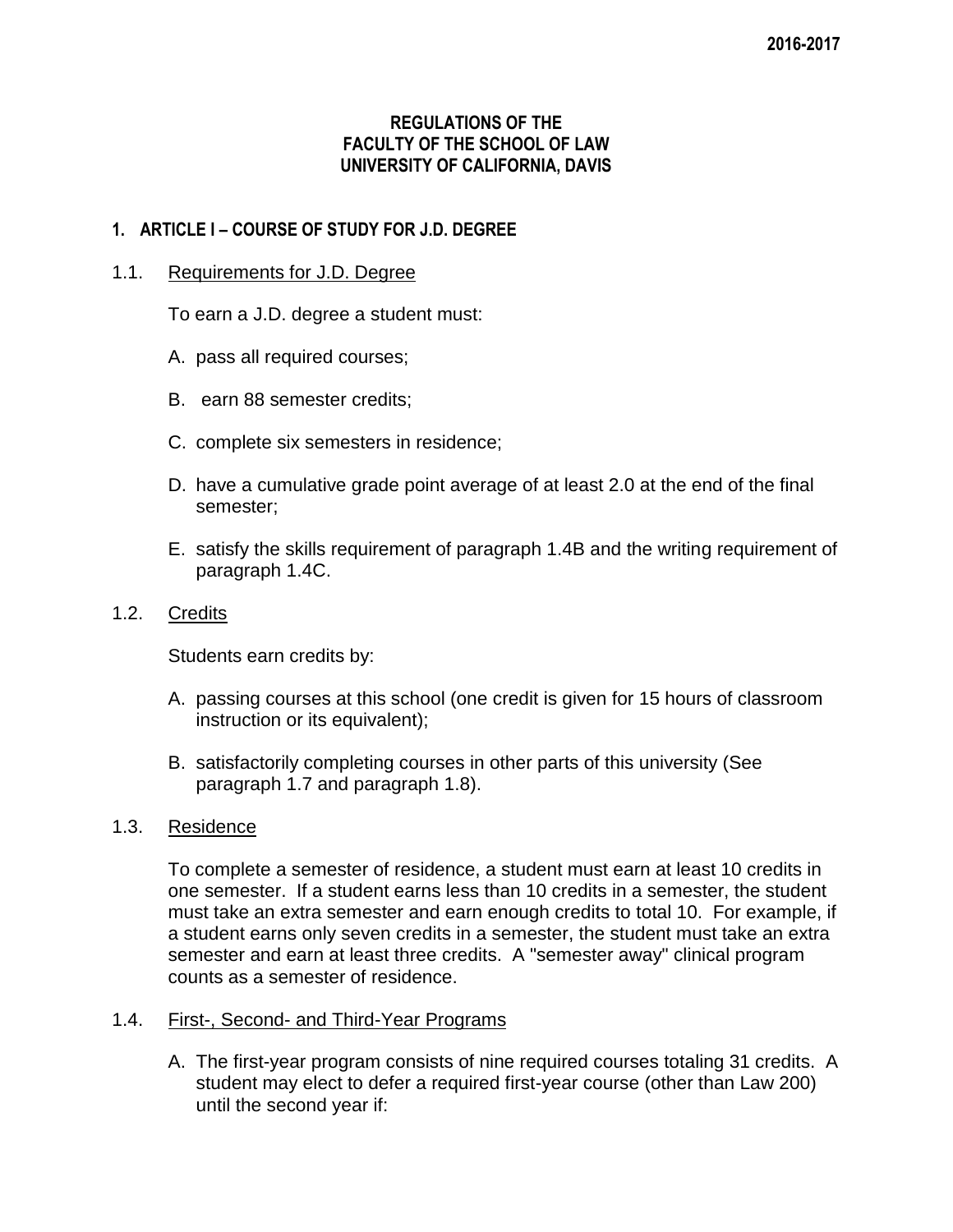2016-2017

# REGULATIONS OF THE FACULTY OF THE SCHOOL OF LAW UNIVERSITY OF CALIFORNIA, DAVIS

## 1. ARTICLE I – COURSE OF STUDY FOR J.D. DEGREE

### 1.1. Requirements for J.D. Degree

To earn a J.D. degree a student must:

A. pass all required courses;

B. earn 88 semester credits;

C. complete six semesters in residence;

D. have a cumulative grade point average of at least 2.0 at the end of the final semester;

E. satisfy the skills requirement of paragraph 1.4B and the writing requirement of paragraph 1.4C.

### 1.2. Credits

Students earn credits by:

A. passing courses at this school (one credit is given for 15 hours of classroom instruction or its equivalent);

B. satisfactorily completing courses in other parts of this university (See paragraph 1.7 and paragraph 1.8).

### 1.3. Residence

To complete a semester of residence, a student must earn at least 10 credits in one semester. If a student earns less than 10 credits in a semester, the student must take an extra semester and earn enough credits to total 10. For example, if a student earns only seven credits in a semester, the student must take an extra semester and earn at least three credits. A "semester away" clinical program counts as a semester of residence.

### 1.4. First-, Second- and Third-Year Programs

A. The first-year program consists of nine required courses totaling 31 credits. A student may elect to defer a required first-year course (other than Law 200) until the second year if: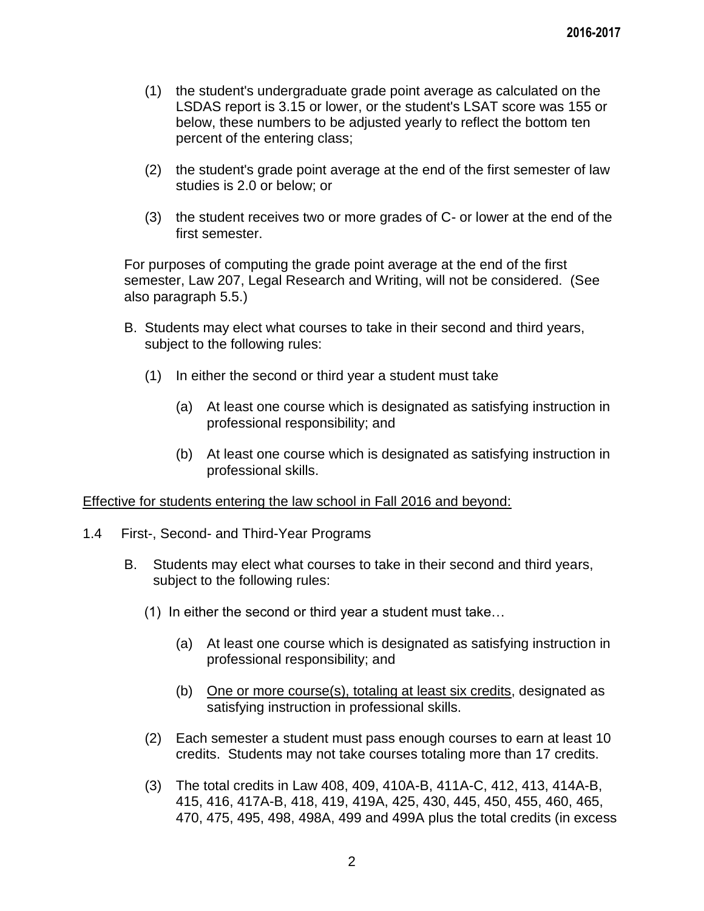(1) the student's undergraduate grade point average as calculated on the LSDAS report is 3.15 or lower, or the student's LSAT score was 155 or below, these numbers to be adjusted yearly to reflect the bottom ten percent of the entering class;

(2) the student's grade point average at the end of the first semester of law studies is 2.0 or below; or

(3) the student receives two or more grades of C- or lower at the end of the first semester.

For purposes of computing the grade point average at the end of the first semester, Law 207, Legal Research and Writing, will not be considered. (See also paragraph 5.5.)

B. Students may elect what courses to take in their second and third years, subject to the following rules:

   (1) In either the second or third year a student must take

      (a) At least one course which is designated as satisfying instruction in professional responsibility; and

      (b) At least one course which is designated as satisfying instruction in professional skills.

<u>Effective for students entering the law school in Fall 2016 and beyond:</u>

1.4 First-, Second- and Third-Year Programs

B. Students may elect what courses to take in their second and third years, subject to the following rules:

   (1) In either the second or third year a student must take…

      (a) At least one course which is designated as satisfying instruction in professional responsibility; and

      (b) <u>One or more course(s), totaling at least six credits</u>, designated as satisfying instruction in professional skills.

   (2) Each semester a student must pass enough courses to earn at least 10 credits. Students may not take courses totaling more than 17 credits.

   (3) The total credits in Law 408, 409, 410A-B, 411A-C, 412, 413, 414A-B, 415, 416, 417A-B, 418, 419, 419A, 425, 430, 445, 450, 455, 460, 465, 470, 475, 495, 498, 498A, 499 and 499A plus the total credits (in excess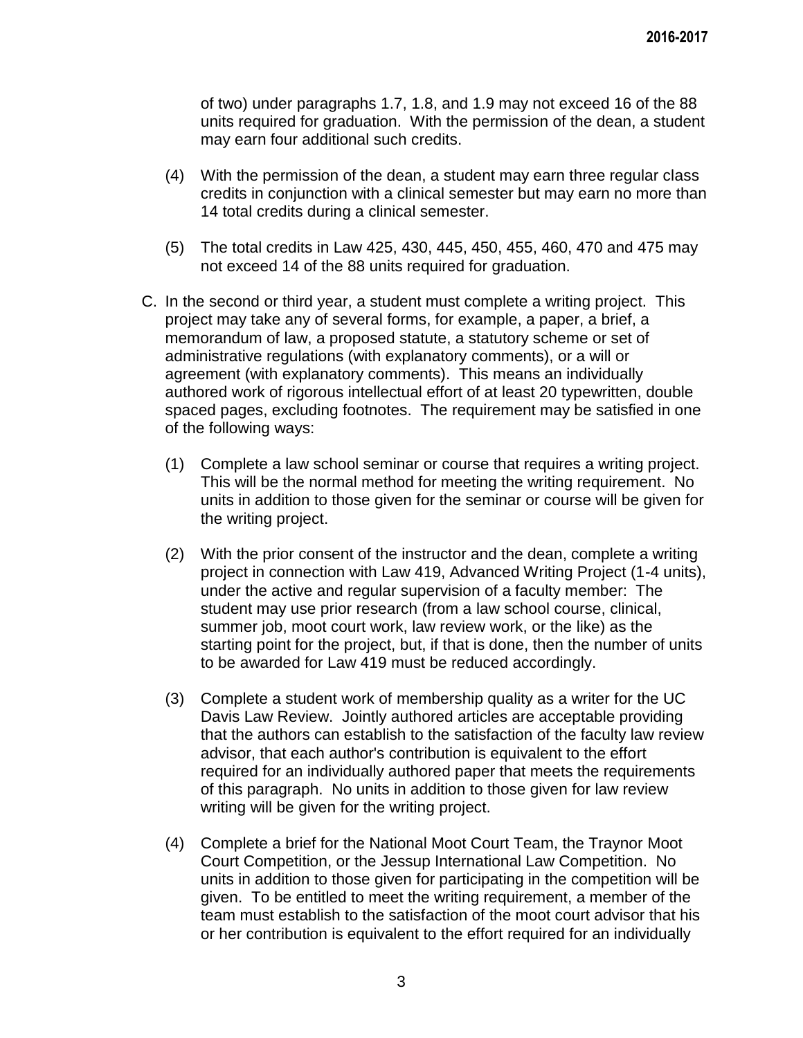of two) under paragraphs 1.7, 1.8, and 1.9 may not exceed 16 of the 88 units required for graduation. With the permission of the dean, a student may earn four additional such credits.

(4) With the permission of the dean, a student may earn three regular class credits in conjunction with a clinical semester but may earn no more than 14 total credits during a clinical semester.

(5) The total credits in Law 425, 430, 445, 450, 455, 460, 470 and 475 may not exceed 14 of the 88 units required for graduation.

C. In the second or third year, a student must complete a writing project. This project may take any of several forms, for example, a paper, a brief, a memorandum of law, a proposed statute, a statutory scheme or set of administrative regulations (with explanatory comments), or a will or agreement (with explanatory comments). This means an individually authored work of rigorous intellectual effort of at least 20 typewritten, double spaced pages, excluding footnotes. The requirement may be satisfied in one of the following ways:

(1) Complete a law school seminar or course that requires a writing project. This will be the normal method for meeting the writing requirement. No units in addition to those given for the seminar or course will be given for the writing project.

(2) With the prior consent of the instructor and the dean, complete a writing project in connection with Law 419, Advanced Writing Project (1-4 units), under the active and regular supervision of a faculty member: The student may use prior research (from a law school course, clinical, summer job, moot court work, law review work, or the like) as the starting point for the project, but, if that is done, then the number of units to be awarded for Law 419 must be reduced accordingly.

(3) Complete a student work of membership quality as a writer for the UC Davis Law Review. Jointly authored articles are acceptable providing that the authors can establish to the satisfaction of the faculty law review advisor, that each author's contribution is equivalent to the effort required for an individually authored paper that meets the requirements of this paragraph. No units in addition to those given for law review writing will be given for the writing project.

(4) Complete a brief for the National Moot Court Team, the Traynor Moot Court Competition, or the Jessup International Law Competition. No units in addition to those given for participating in the competition will be given. To be entitled to meet the writing requirement, a member of the team must establish to the satisfaction of the moot court advisor that his or her contribution is equivalent to the effort required for an individually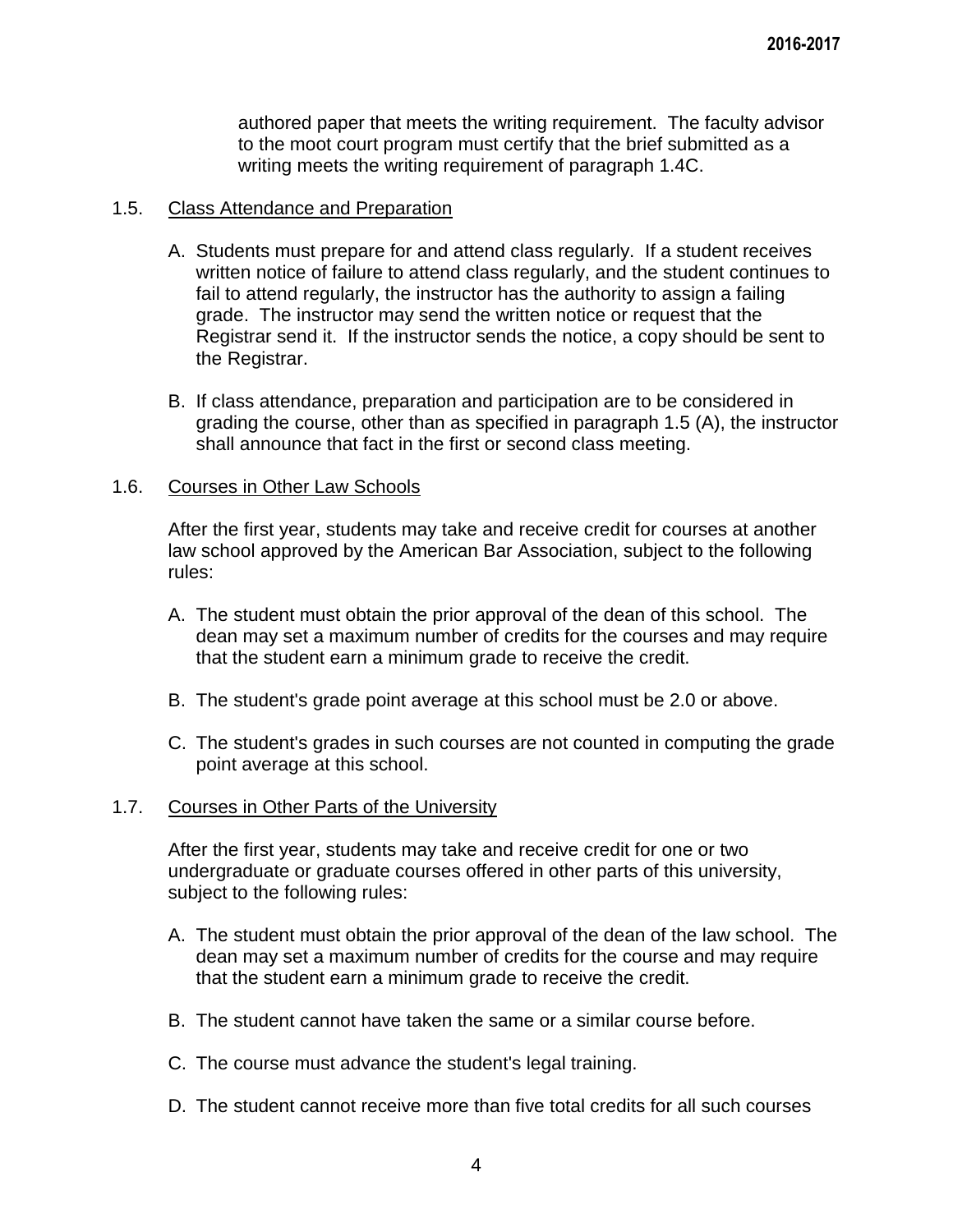authored paper that meets the writing requirement. The faculty advisor to the moot court program must certify that the brief submitted as a writing meets the writing requirement of paragraph 1.4C.

1.5. Class Attendance and Preparation

A. Students must prepare for and attend class regularly. If a student receives written notice of failure to attend class regularly, and the student continues to fail to attend regularly, the instructor has the authority to assign a failing grade. The instructor may send the written notice or request that the Registrar send it. If the instructor sends the notice, a copy should be sent to the Registrar.

B. If class attendance, preparation and participation are to be considered in grading the course, other than as specified in paragraph 1.5 (A), the instructor shall announce that fact in the first or second class meeting.

1.6. Courses in Other Law Schools

After the first year, students may take and receive credit for courses at another law school approved by the American Bar Association, subject to the following rules:

A. The student must obtain the prior approval of the dean of this school. The dean may set a maximum number of credits for the courses and may require that the student earn a minimum grade to receive the credit.

B. The student's grade point average at this school must be 2.0 or above.

C. The student's grades in such courses are not counted in computing the grade point average at this school.

1.7. Courses in Other Parts of the University

After the first year, students may take and receive credit for one or two undergraduate or graduate courses offered in other parts of this university, subject to the following rules:

A. The student must obtain the prior approval of the dean of the law school. The dean may set a maximum number of credits for the course and may require that the student earn a minimum grade to receive the credit.

B. The student cannot have taken the same or a similar course before.

C. The course must advance the student's legal training.

D. The student cannot receive more than five total credits for all such courses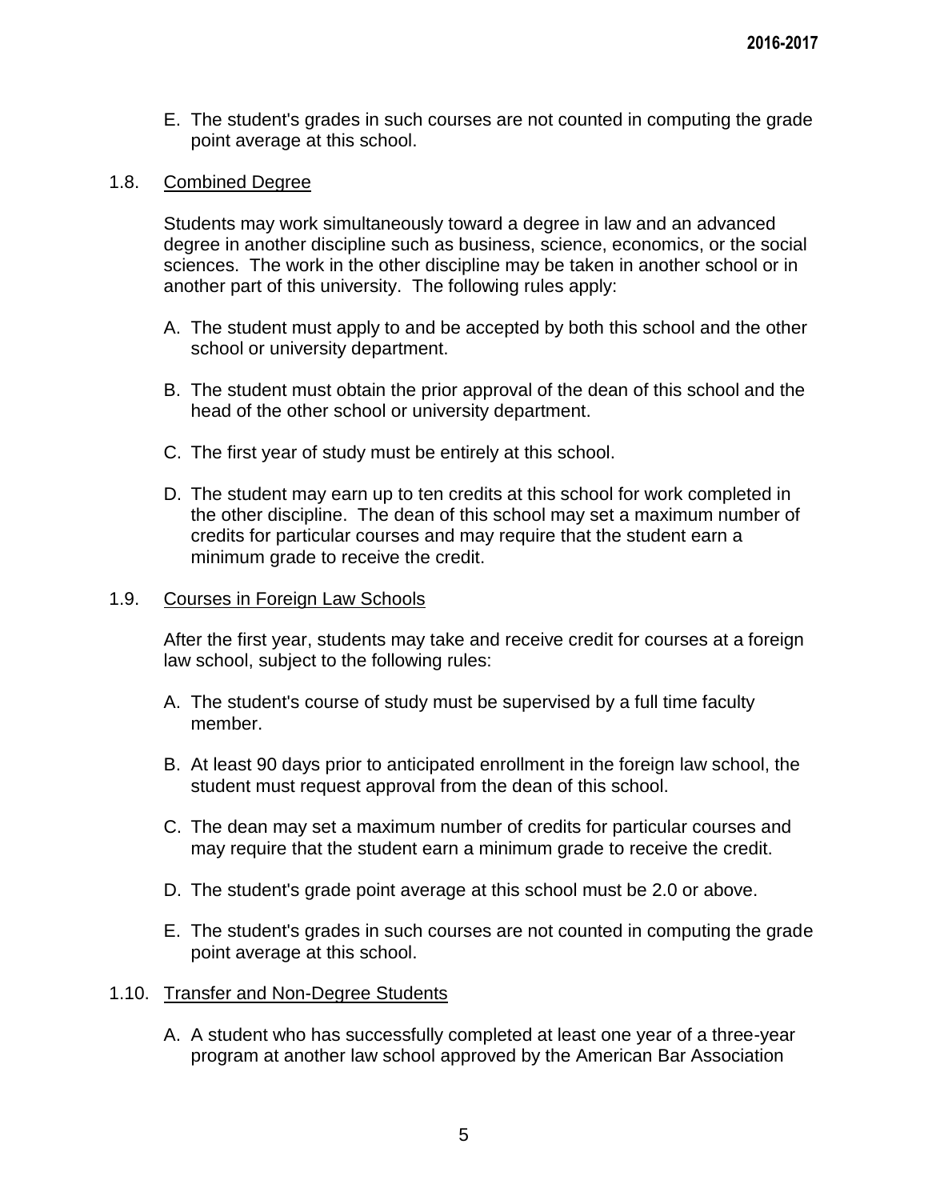E. The student's grades in such courses are not counted in computing the grade point average at this school.

### 1.8. Combined Degree

Students may work simultaneously toward a degree in law and an advanced degree in another discipline such as business, science, economics, or the social sciences. The work in the other discipline may be taken in another school or in another part of this university. The following rules apply:

A. The student must apply to and be accepted by both this school and the other school or university department.

B. The student must obtain the prior approval of the dean of this school and the head of the other school or university department.

C. The first year of study must be entirely at this school.

D. The student may earn up to ten credits at this school for work completed in the other discipline. The dean of this school may set a maximum number of credits for particular courses and may require that the student earn a minimum grade to receive the credit.

### 1.9. Courses in Foreign Law Schools

After the first year, students may take and receive credit for courses at a foreign law school, subject to the following rules:

A. The student's course of study must be supervised by a full time faculty member.

B. At least 90 days prior to anticipated enrollment in the foreign law school, the student must request approval from the dean of this school.

C. The dean may set a maximum number of credits for particular courses and may require that the student earn a minimum grade to receive the credit.

D. The student's grade point average at this school must be 2.0 or above.

E. The student's grades in such courses are not counted in computing the grade point average at this school.

### 1.10. Transfer and Non-Degree Students

A. A student who has successfully completed at least one year of a three-year program at another law school approved by the American Bar Association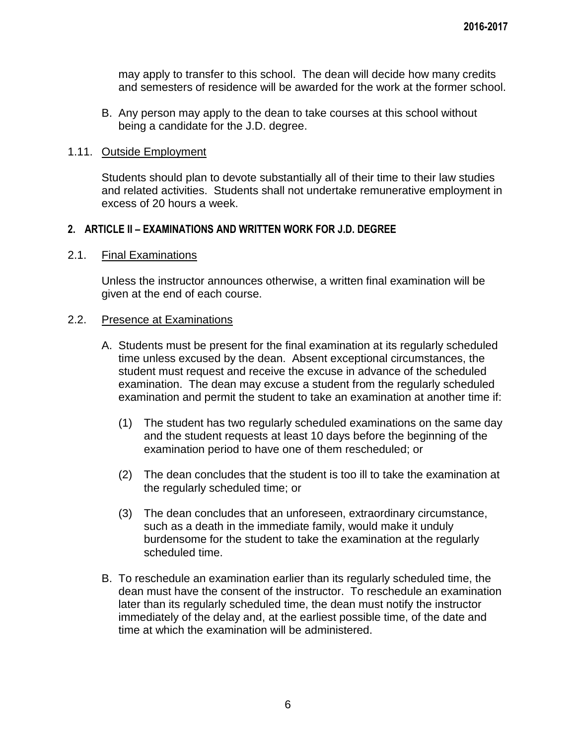may apply to transfer to this school. The dean will decide how many credits and semesters of residence will be awarded for the work at the former school.

B. Any person may apply to the dean to take courses at this school without being a candidate for the J.D. degree.

1.11. Outside Employment

Students should plan to devote substantially all of their time to their law studies and related activities. Students shall not undertake remunerative employment in excess of 20 hours a week.

## 2. ARTICLE II – EXAMINATIONS AND WRITTEN WORK FOR J.D. DEGREE

2.1. Final Examinations

Unless the instructor announces otherwise, a written final examination will be given at the end of each course.

2.2. Presence at Examinations

A. Students must be present for the final examination at its regularly scheduled time unless excused by the dean. Absent exceptional circumstances, the student must request and receive the excuse in advance of the scheduled examination. The dean may excuse a student from the regularly scheduled examination and permit the student to take an examination at another time if:

(1) The student has two regularly scheduled examinations on the same day and the student requests at least 10 days before the beginning of the examination period to have one of them rescheduled; or

(2) The dean concludes that the student is too ill to take the examination at the regularly scheduled time; or

(3) The dean concludes that an unforeseen, extraordinary circumstance, such as a death in the immediate family, would make it unduly burdensome for the student to take the examination at the regularly scheduled time.

B. To reschedule an examination earlier than its regularly scheduled time, the dean must have the consent of the instructor. To reschedule an examination later than its regularly scheduled time, the dean must notify the instructor immediately of the delay and, at the earliest possible time, of the date and time at which the examination will be administered.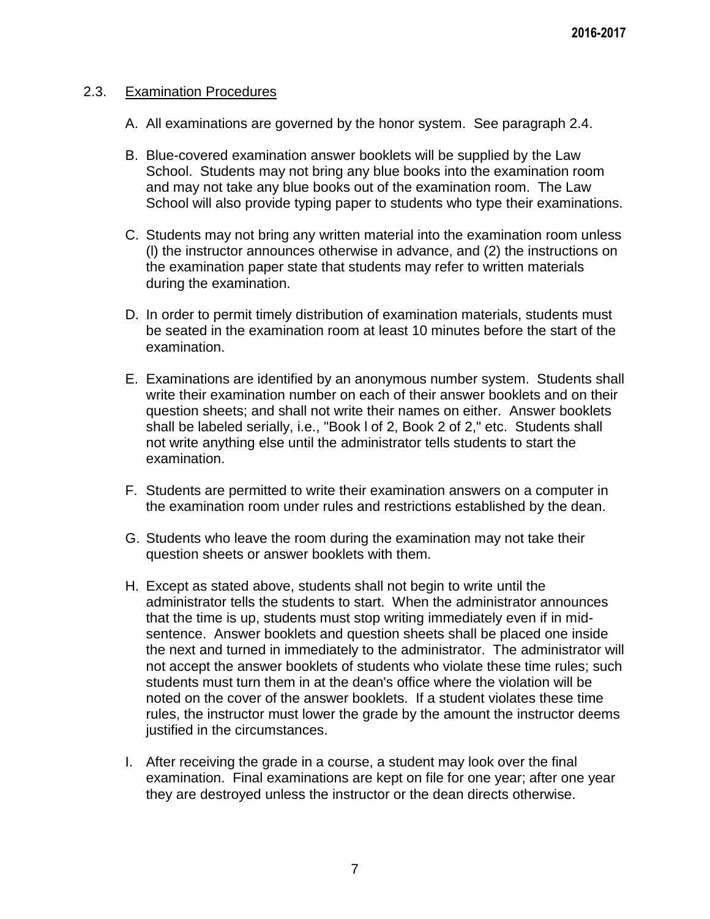## 2.3. Examination Procedures

A. All examinations are governed by the honor system. See paragraph 2.4.

B. Blue-covered examination answer booklets will be supplied by the Law School. Students may not bring any blue books into the examination room and may not take any blue books out of the examination room. The Law School will also provide typing paper to students who type their examinations.

C. Students may not bring any written material into the examination room unless (l) the instructor announces otherwise in advance, and (2) the instructions on the examination paper state that students may refer to written materials during the examination.

D. In order to permit timely distribution of examination materials, students must be seated in the examination room at least 10 minutes before the start of the examination.

E. Examinations are identified by an anonymous number system. Students shall write their examination number on each of their answer booklets and on their question sheets; and shall not write their names on either. Answer booklets shall be labeled serially, i.e., "Book l of 2, Book 2 of 2," etc. Students shall not write anything else until the administrator tells students to start the examination.

F. Students are permitted to write their examination answers on a computer in the examination room under rules and restrictions established by the dean.

G. Students who leave the room during the examination may not take their question sheets or answer booklets with them.

H. Except as stated above, students shall not begin to write until the administrator tells the students to start. When the administrator announces that the time is up, students must stop writing immediately even if in mid-sentence. Answer booklets and question sheets shall be placed one inside the next and turned in immediately to the administrator. The administrator will not accept the answer booklets of students who violate these time rules; such students must turn them in at the dean's office where the violation will be noted on the cover of the answer booklets. If a student violates these time rules, the instructor must lower the grade by the amount the instructor deems justified in the circumstances.

I. After receiving the grade in a course, a student may look over the final examination. Final examinations are kept on file for one year; after one year they are destroyed unless the instructor or the dean directs otherwise.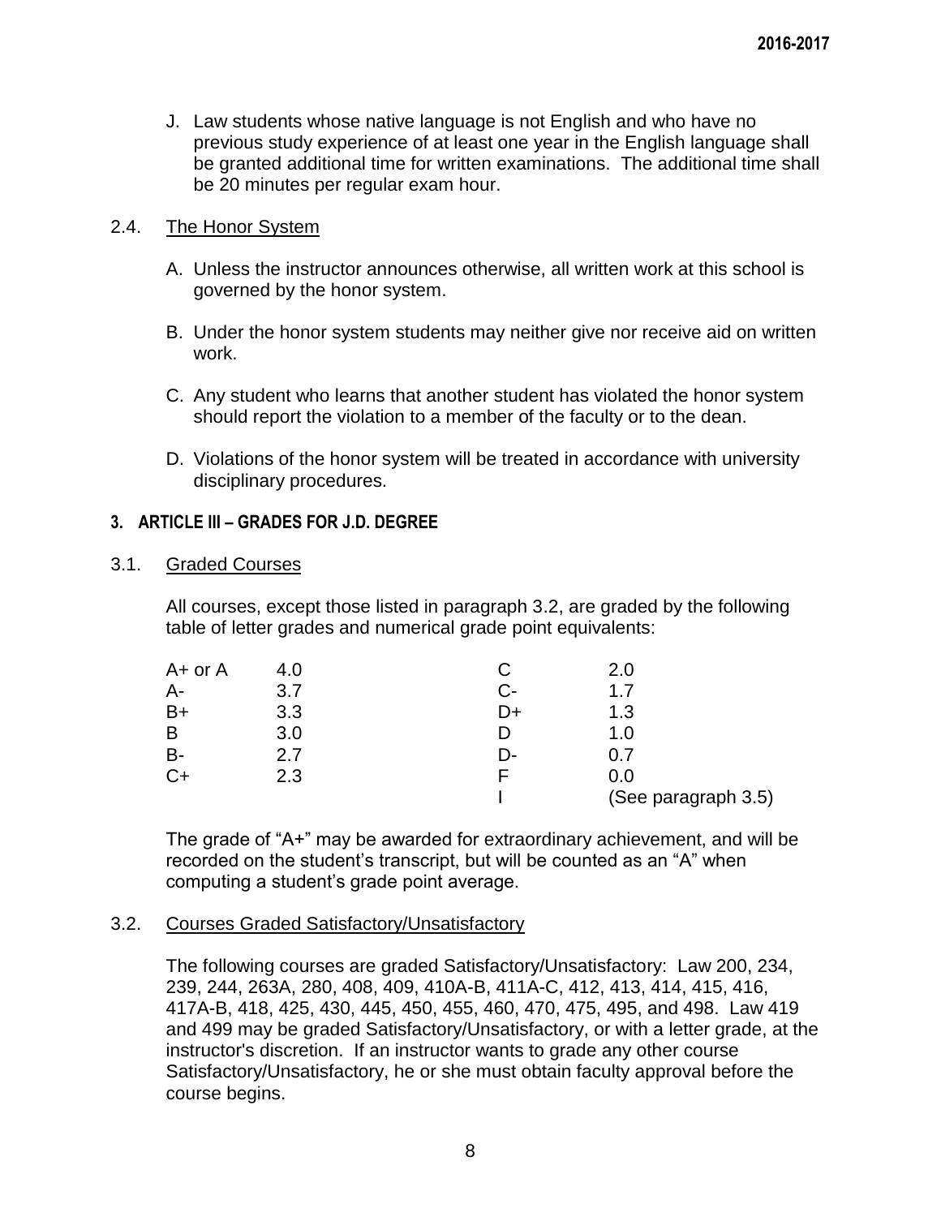J. Law students whose native language is not English and who have no previous study experience of at least one year in the English language shall be granted additional time for written examinations. The additional time shall be 20 minutes per regular exam hour.

2.4. The Honor System

A. Unless the instructor announces otherwise, all written work at this school is governed by the honor system.

B. Under the honor system students may neither give nor receive aid on written work.

C. Any student who learns that another student has violated the honor system should report the violation to a member of the faculty or to the dean.

D. Violations of the honor system will be treated in accordance with university disciplinary procedures.

## 3. ARTICLE III – GRADES FOR J.D. DEGREE

3.1. Graded Courses

All courses, except those listed in paragraph 3.2, are graded by the following table of letter grades and numerical grade point equivalents:

| Grade | Points | Grade | Points |
|---|---|---|---|
| A+ or A | 4.0 | C | 2.0 |
| A- | 3.7 | C- | 1.7 |
| B+ | 3.3 | D+ | 1.3 |
| B | 3.0 | D | 1.0 |
| B- | 2.7 | D- | 0.7 |
| C+ | 2.3 | F | 0.0 |
| | | I | (See paragraph 3.5) |

The grade of "A+" may be awarded for extraordinary achievement, and will be recorded on the student's transcript, but will be counted as an "A" when computing a student's grade point average.

3.2. Courses Graded Satisfactory/Unsatisfactory

The following courses are graded Satisfactory/Unsatisfactory: Law 200, 234, 239, 244, 263A, 280, 408, 409, 410A-B, 411A-C, 412, 413, 414, 415, 416, 417A-B, 418, 425, 430, 445, 450, 455, 460, 470, 475, 495, and 498. Law 419 and 499 may be graded Satisfactory/Unsatisfactory, or with a letter grade, at the instructor's discretion. If an instructor wants to grade any other course Satisfactory/Unsatisfactory, he or she must obtain faculty approval before the course begins.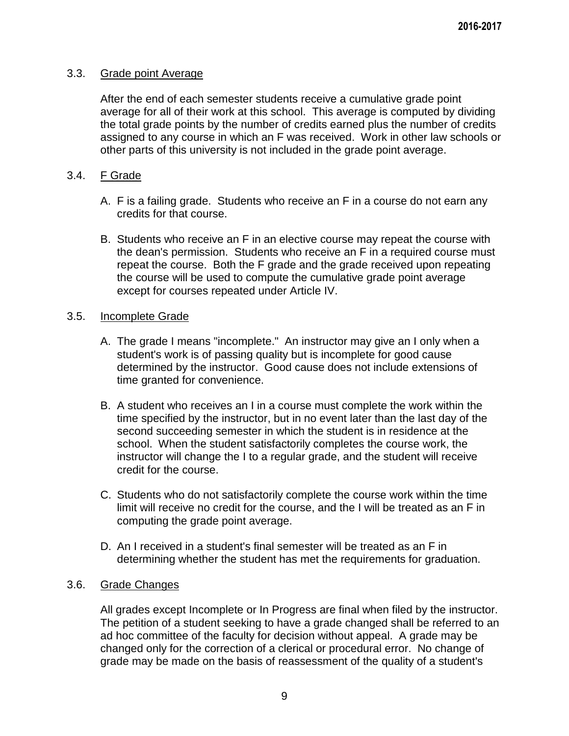### 3.3. Grade point Average

After the end of each semester students receive a cumulative grade point average for all of their work at this school. This average is computed by dividing the total grade points by the number of credits earned plus the number of credits assigned to any course in which an F was received. Work in other law schools or other parts of this university is not included in the grade point average.

### 3.4. F Grade

A. F is a failing grade. Students who receive an F in a course do not earn any credits for that course.

B. Students who receive an F in an elective course may repeat the course with the dean's permission. Students who receive an F in a required course must repeat the course. Both the F grade and the grade received upon repeating the course will be used to compute the cumulative grade point average except for courses repeated under Article IV.

### 3.5. Incomplete Grade

A. The grade I means "incomplete." An instructor may give an I only when a student's work is of passing quality but is incomplete for good cause determined by the instructor. Good cause does not include extensions of time granted for convenience.

B. A student who receives an I in a course must complete the work within the time specified by the instructor, but in no event later than the last day of the second succeeding semester in which the student is in residence at the school. When the student satisfactorily completes the course work, the instructor will change the I to a regular grade, and the student will receive credit for the course.

C. Students who do not satisfactorily complete the course work within the time limit will receive no credit for the course, and the I will be treated as an F in computing the grade point average.

D. An I received in a student's final semester will be treated as an F in determining whether the student has met the requirements for graduation.

### 3.6. Grade Changes

All grades except Incomplete or In Progress are final when filed by the instructor. The petition of a student seeking to have a grade changed shall be referred to an ad hoc committee of the faculty for decision without appeal. A grade may be changed only for the correction of a clerical or procedural error. No change of grade may be made on the basis of reassessment of the quality of a student's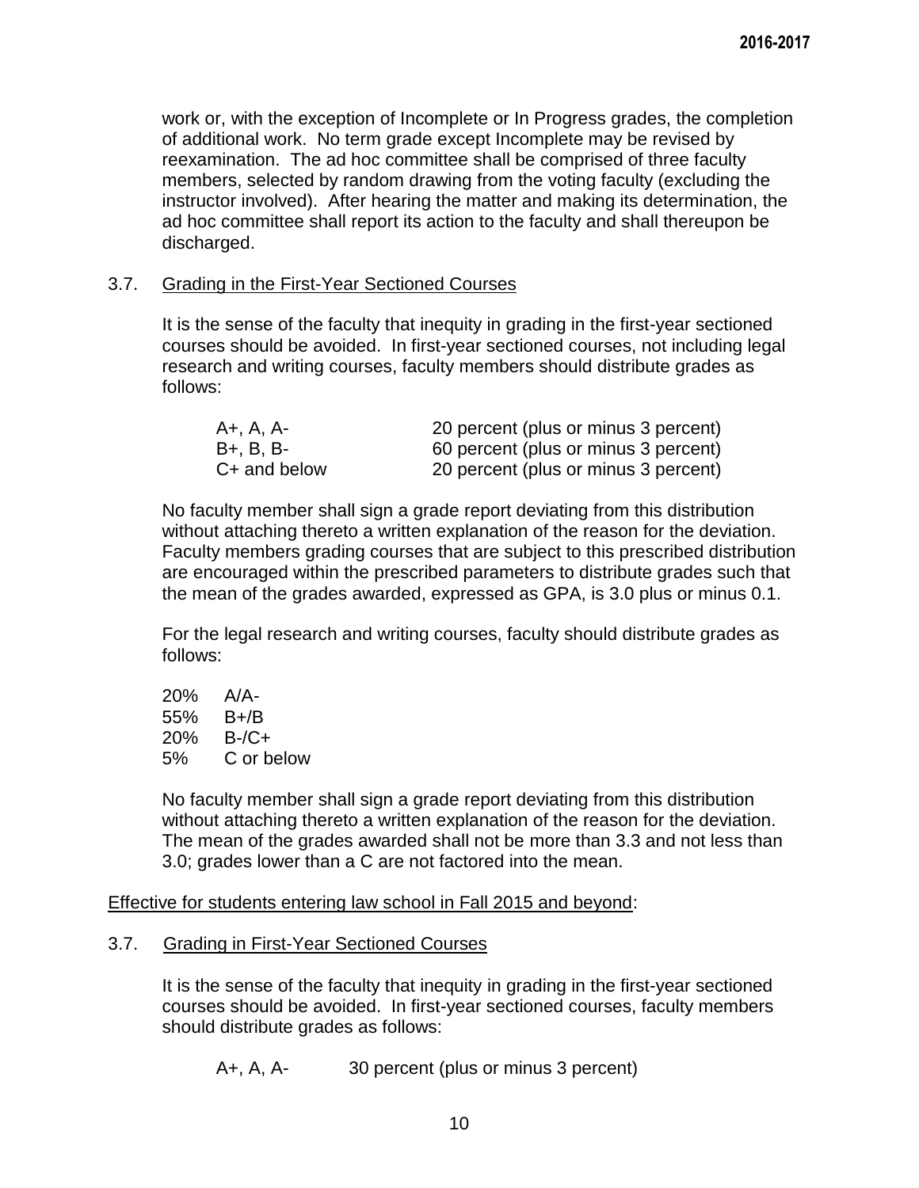work or, with the exception of Incomplete or In Progress grades, the completion of additional work. No term grade except Incomplete may be revised by reexamination. The ad hoc committee shall be comprised of three faculty members, selected by random drawing from the voting faculty (excluding the instructor involved). After hearing the matter and making its determination, the ad hoc committee shall report its action to the faculty and shall thereupon be discharged.

3.7. Grading in the First-Year Sectioned Courses

It is the sense of the faculty that inequity in grading in the first-year sectioned courses should be avoided. In first-year sectioned courses, not including legal research and writing courses, faculty members should distribute grades as follows:

| | |
|---|---|
| A+, A, A- | 20 percent (plus or minus 3 percent) |
| B+, B, B- | 60 percent (plus or minus 3 percent) |
| C+ and below | 20 percent (plus or minus 3 percent) |

No faculty member shall sign a grade report deviating from this distribution without attaching thereto a written explanation of the reason for the deviation. Faculty members grading courses that are subject to this prescribed distribution are encouraged within the prescribed parameters to distribute grades such that the mean of the grades awarded, expressed as GPA, is 3.0 plus or minus 0.1.

For the legal research and writing courses, faculty should distribute grades as follows:

| | |
|---|---|
| 20% | A/A- |
| 55% | B+/B |
| 20% | B-/C+ |
| 5% | C or below |

No faculty member shall sign a grade report deviating from this distribution without attaching thereto a written explanation of the reason for the deviation. The mean of the grades awarded shall not be more than 3.3 and not less than 3.0; grades lower than a C are not factored into the mean.

Effective for students entering law school in Fall 2015 and beyond:

3.7. Grading in First-Year Sectioned Courses

It is the sense of the faculty that inequity in grading in the first-year sectioned courses should be avoided. In first-year sectioned courses, faculty members should distribute grades as follows:

| | |
|---|---|
| A+, A, A- | 30 percent (plus or minus 3 percent) |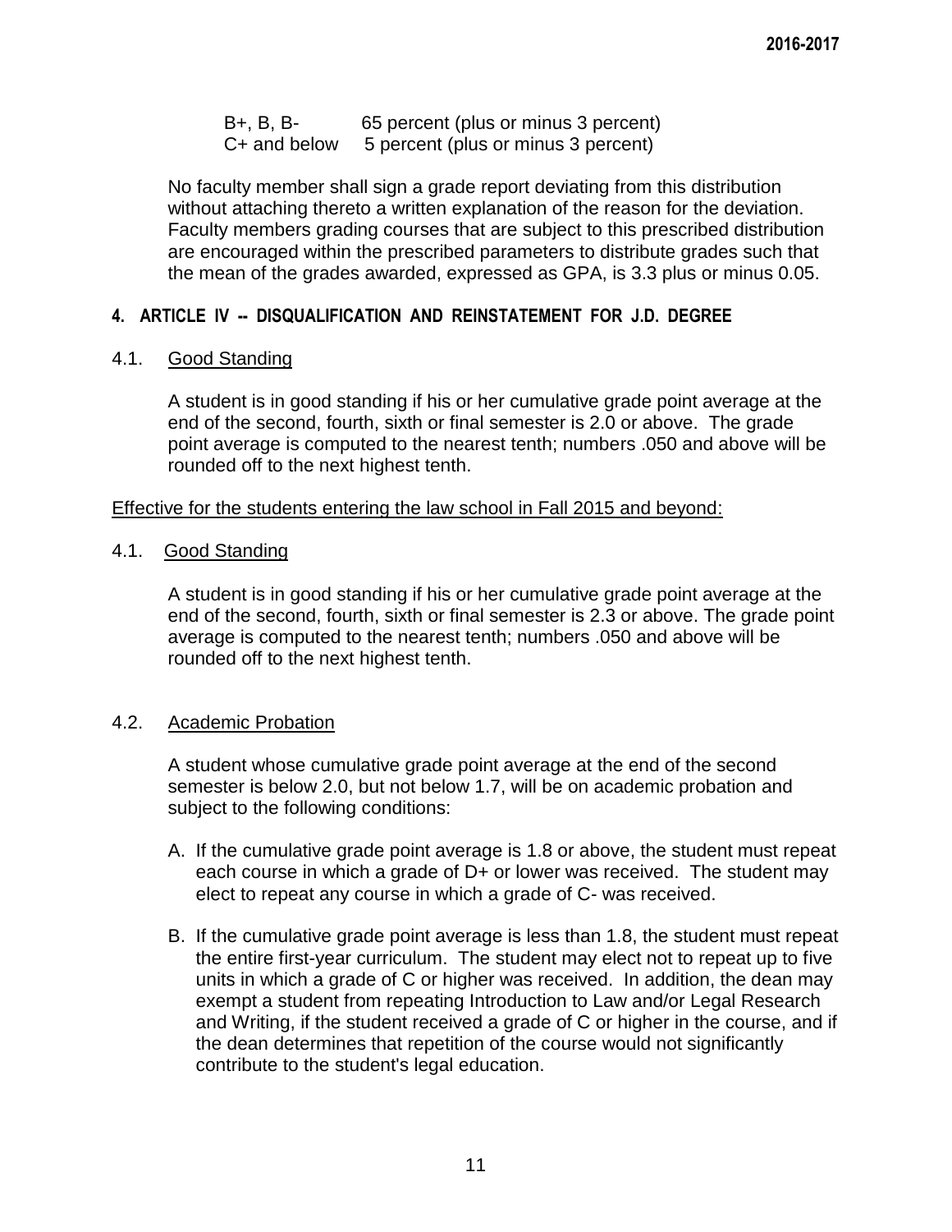| | |
|---|---|
| B+, B, B- | 65 percent (plus or minus 3 percent) |
| C+ and below | 5 percent (plus or minus 3 percent) |

No faculty member shall sign a grade report deviating from this distribution without attaching thereto a written explanation of the reason for the deviation. Faculty members grading courses that are subject to this prescribed distribution are encouraged within the prescribed parameters to distribute grades such that the mean of the grades awarded, expressed as GPA, is 3.3 plus or minus 0.05.

## 4. ARTICLE IV -- DISQUALIFICATION AND REINSTATEMENT FOR J.D. DEGREE

### 4.1. Good Standing

A student is in good standing if his or her cumulative grade point average at the end of the second, fourth, sixth or final semester is 2.0 or above. The grade point average is computed to the nearest tenth; numbers .050 and above will be rounded off to the next highest tenth.

Effective for the students entering the law school in Fall 2015 and beyond:

### 4.1. Good Standing

A student is in good standing if his or her cumulative grade point average at the end of the second, fourth, sixth or final semester is 2.3 or above. The grade point average is computed to the nearest tenth; numbers .050 and above will be rounded off to the next highest tenth.

### 4.2. Academic Probation

A student whose cumulative grade point average at the end of the second semester is below 2.0, but not below 1.7, will be on academic probation and subject to the following conditions:

A. If the cumulative grade point average is 1.8 or above, the student must repeat each course in which a grade of D+ or lower was received. The student may elect to repeat any course in which a grade of C- was received.

B. If the cumulative grade point average is less than 1.8, the student must repeat the entire first-year curriculum. The student may elect not to repeat up to five units in which a grade of C or higher was received. In addition, the dean may exempt a student from repeating Introduction to Law and/or Legal Research and Writing, if the student received a grade of C or higher in the course, and if the dean determines that repetition of the course would not significantly contribute to the student's legal education.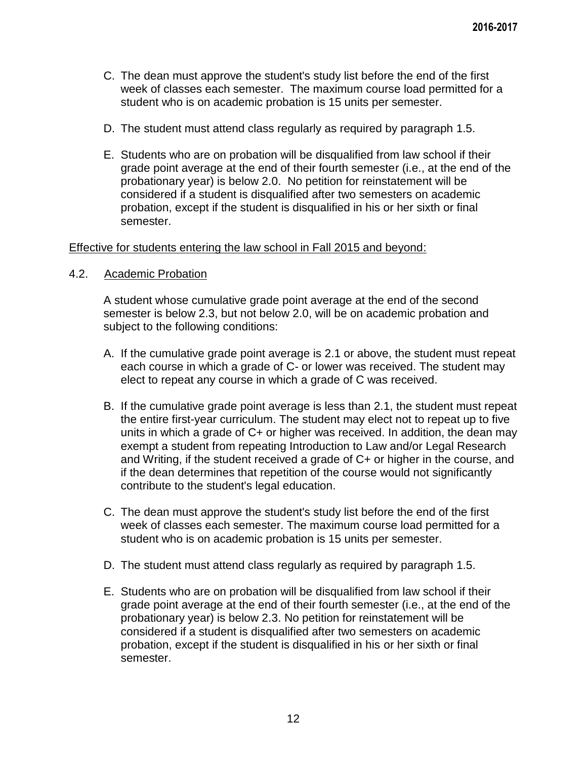C. The dean must approve the student's study list before the end of the first week of classes each semester. The maximum course load permitted for a student who is on academic probation is 15 units per semester.

D. The student must attend class regularly as required by paragraph 1.5.

E. Students who are on probation will be disqualified from law school if their grade point average at the end of their fourth semester (i.e., at the end of the probationary year) is below 2.0. No petition for reinstatement will be considered if a student is disqualified after two semesters on academic probation, except if the student is disqualified in his or her sixth or final semester.

<u>Effective for students entering the law school in Fall 2015 and beyond:</u>

4.2. <u>Academic Probation</u>

A student whose cumulative grade point average at the end of the second semester is below 2.3, but not below 2.0, will be on academic probation and subject to the following conditions:

A. If the cumulative grade point average is 2.1 or above, the student must repeat each course in which a grade of C- or lower was received. The student may elect to repeat any course in which a grade of C was received.

B. If the cumulative grade point average is less than 2.1, the student must repeat the entire first-year curriculum. The student may elect not to repeat up to five units in which a grade of C+ or higher was received. In addition, the dean may exempt a student from repeating Introduction to Law and/or Legal Research and Writing, if the student received a grade of C+ or higher in the course, and if the dean determines that repetition of the course would not significantly contribute to the student's legal education.

C. The dean must approve the student's study list before the end of the first week of classes each semester. The maximum course load permitted for a student who is on academic probation is 15 units per semester.

D. The student must attend class regularly as required by paragraph 1.5.

E. Students who are on probation will be disqualified from law school if their grade point average at the end of their fourth semester (i.e., at the end of the probationary year) is below 2.3. No petition for reinstatement will be considered if a student is disqualified after two semesters on academic probation, except if the student is disqualified in his or her sixth or final semester.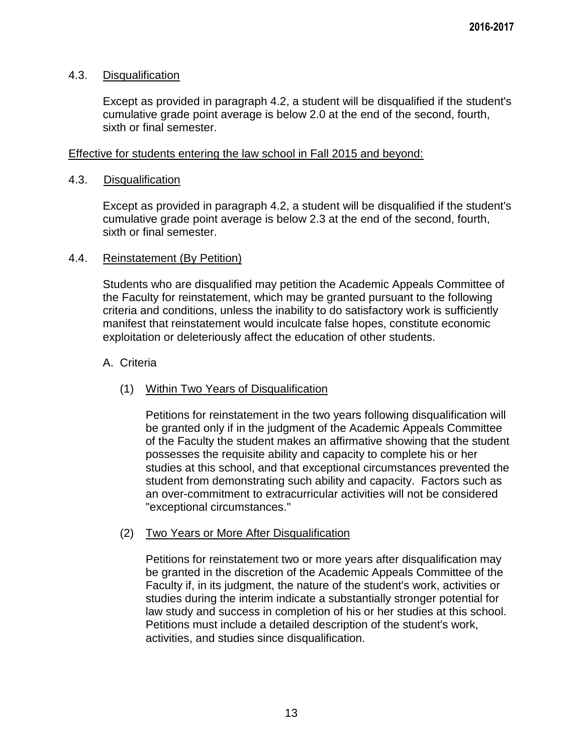### 4.3. Disqualification

Except as provided in paragraph 4.2, a student will be disqualified if the student's cumulative grade point average is below 2.0 at the end of the second, fourth, sixth or final semester.

Effective for students entering the law school in Fall 2015 and beyond:

### 4.3. Disqualification

Except as provided in paragraph 4.2, a student will be disqualified if the student's cumulative grade point average is below 2.3 at the end of the second, fourth, sixth or final semester.

### 4.4. Reinstatement (By Petition)

Students who are disqualified may petition the Academic Appeals Committee of the Faculty for reinstatement, which may be granted pursuant to the following criteria and conditions, unless the inability to do satisfactory work is sufficiently manifest that reinstatement would inculcate false hopes, constitute economic exploitation or deleteriously affect the education of other students.

A. Criteria

(1) Within Two Years of Disqualification

Petitions for reinstatement in the two years following disqualification will be granted only if in the judgment of the Academic Appeals Committee of the Faculty the student makes an affirmative showing that the student possesses the requisite ability and capacity to complete his or her studies at this school, and that exceptional circumstances prevented the student from demonstrating such ability and capacity. Factors such as an over-commitment to extracurricular activities will not be considered "exceptional circumstances."

(2) Two Years or More After Disqualification

Petitions for reinstatement two or more years after disqualification may be granted in the discretion of the Academic Appeals Committee of the Faculty if, in its judgment, the nature of the student's work, activities or studies during the interim indicate a substantially stronger potential for law study and success in completion of his or her studies at this school. Petitions must include a detailed description of the student's work, activities, and studies since disqualification.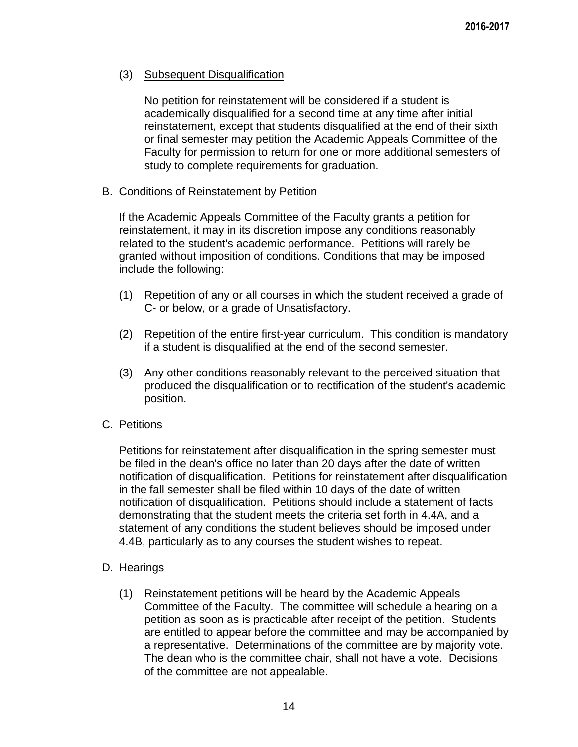(3) <u>Subsequent Disqualification</u>

No petition for reinstatement will be considered if a student is academically disqualified for a second time at any time after initial reinstatement, except that students disqualified at the end of their sixth or final semester may petition the Academic Appeals Committee of the Faculty for permission to return for one or more additional semesters of study to complete requirements for graduation.

B. Conditions of Reinstatement by Petition

If the Academic Appeals Committee of the Faculty grants a petition for reinstatement, it may in its discretion impose any conditions reasonably related to the student's academic performance. Petitions will rarely be granted without imposition of conditions. Conditions that may be imposed include the following:

(1) Repetition of any or all courses in which the student received a grade of C- or below, or a grade of Unsatisfactory.

(2) Repetition of the entire first-year curriculum. This condition is mandatory if a student is disqualified at the end of the second semester.

(3) Any other conditions reasonably relevant to the perceived situation that produced the disqualification or to rectification of the student's academic position.

C. Petitions

Petitions for reinstatement after disqualification in the spring semester must be filed in the dean's office no later than 20 days after the date of written notification of disqualification. Petitions for reinstatement after disqualification in the fall semester shall be filed within 10 days of the date of written notification of disqualification. Petitions should include a statement of facts demonstrating that the student meets the criteria set forth in 4.4A, and a statement of any conditions the student believes should be imposed under 4.4B, particularly as to any courses the student wishes to repeat.

D. Hearings

(1) Reinstatement petitions will be heard by the Academic Appeals Committee of the Faculty. The committee will schedule a hearing on a petition as soon as is practicable after receipt of the petition. Students are entitled to appear before the committee and may be accompanied by a representative. Determinations of the committee are by majority vote. The dean who is the committee chair, shall not have a vote. Decisions of the committee are not appealable.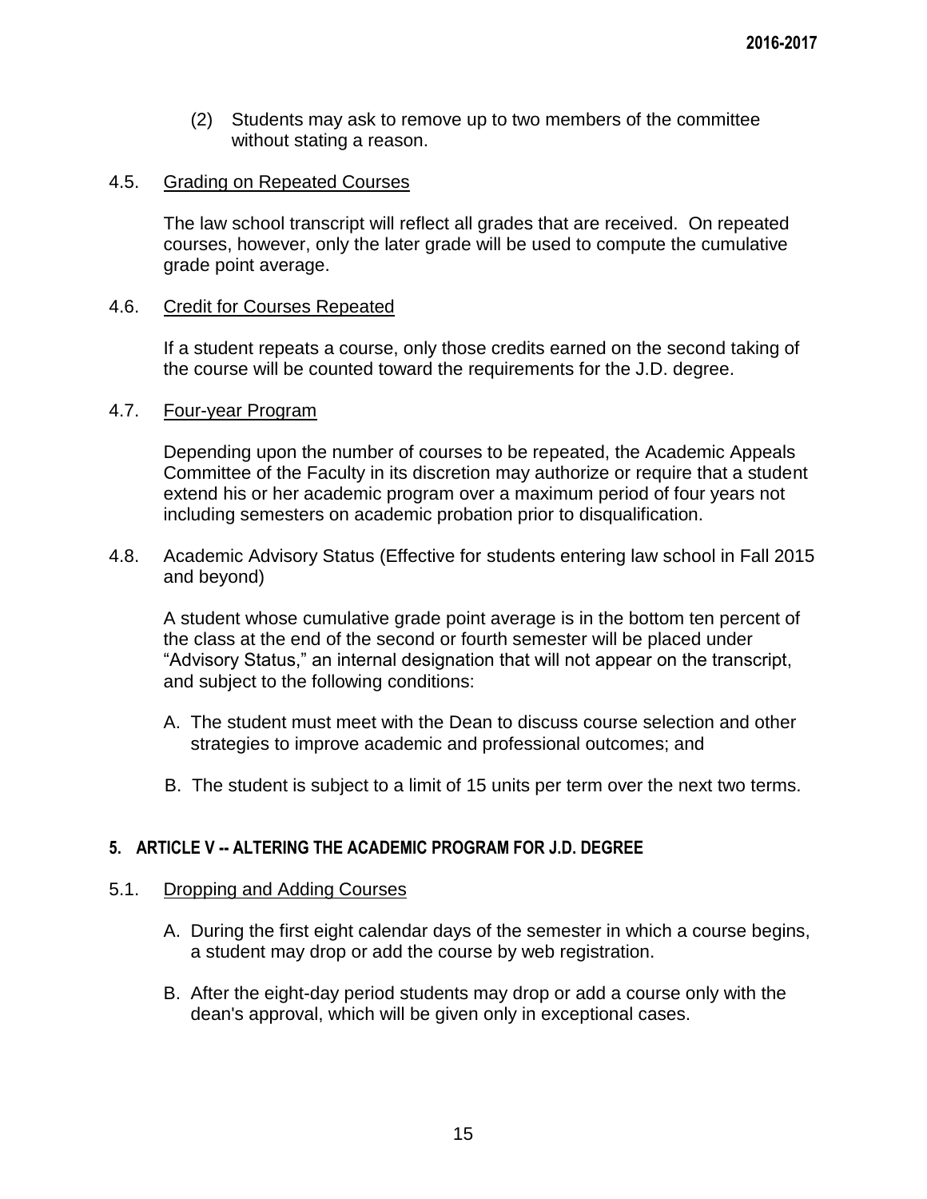(2) Students may ask to remove up to two members of the committee without stating a reason.

### 4.5. Grading on Repeated Courses

The law school transcript will reflect all grades that are received. On repeated courses, however, only the later grade will be used to compute the cumulative grade point average.

### 4.6. Credit for Courses Repeated

If a student repeats a course, only those credits earned on the second taking of the course will be counted toward the requirements for the J.D. degree.

### 4.7. Four-year Program

Depending upon the number of courses to be repeated, the Academic Appeals Committee of the Faculty in its discretion may authorize or require that a student extend his or her academic program over a maximum period of four years not including semesters on academic probation prior to disqualification.

### 4.8. Academic Advisory Status (Effective for students entering law school in Fall 2015 and beyond)

A student whose cumulative grade point average is in the bottom ten percent of the class at the end of the second or fourth semester will be placed under "Advisory Status," an internal designation that will not appear on the transcript, and subject to the following conditions:

A. The student must meet with the Dean to discuss course selection and other strategies to improve academic and professional outcomes; and

B. The student is subject to a limit of 15 units per term over the next two terms.

## 5. ARTICLE V -- ALTERING THE ACADEMIC PROGRAM FOR J.D. DEGREE

### 5.1. Dropping and Adding Courses

A. During the first eight calendar days of the semester in which a course begins, a student may drop or add the course by web registration.

B. After the eight-day period students may drop or add a course only with the dean's approval, which will be given only in exceptional cases.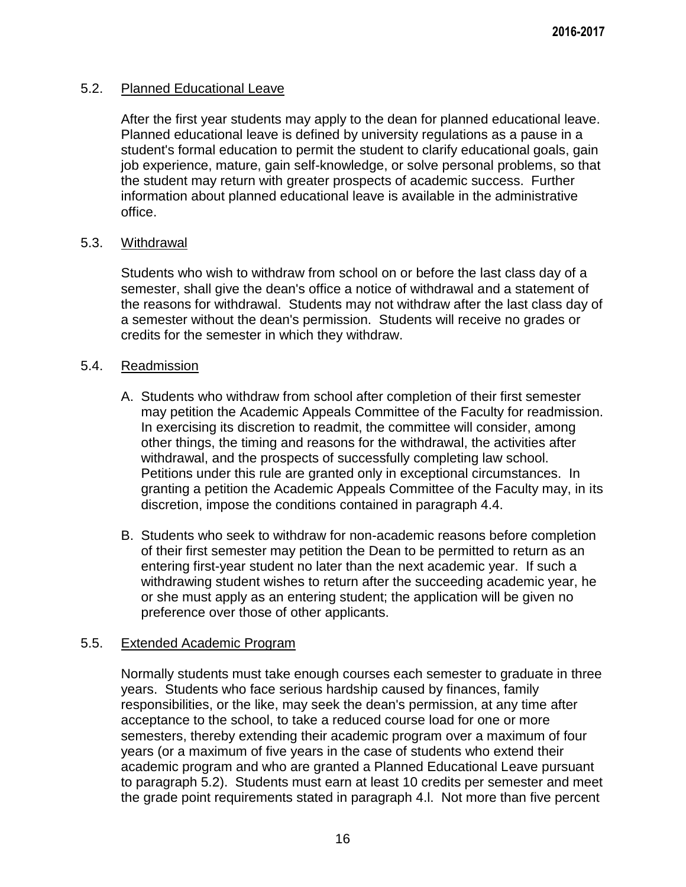### 5.2. Planned Educational Leave

After the first year students may apply to the dean for planned educational leave. Planned educational leave is defined by university regulations as a pause in a student's formal education to permit the student to clarify educational goals, gain job experience, mature, gain self-knowledge, or solve personal problems, so that the student may return with greater prospects of academic success. Further information about planned educational leave is available in the administrative office.

### 5.3. Withdrawal

Students who wish to withdraw from school on or before the last class day of a semester, shall give the dean's office a notice of withdrawal and a statement of the reasons for withdrawal. Students may not withdraw after the last class day of a semester without the dean's permission. Students will receive no grades or credits for the semester in which they withdraw.

### 5.4. Readmission

A. Students who withdraw from school after completion of their first semester may petition the Academic Appeals Committee of the Faculty for readmission. In exercising its discretion to readmit, the committee will consider, among other things, the timing and reasons for the withdrawal, the activities after withdrawal, and the prospects of successfully completing law school. Petitions under this rule are granted only in exceptional circumstances. In granting a petition the Academic Appeals Committee of the Faculty may, in its discretion, impose the conditions contained in paragraph 4.4.

B. Students who seek to withdraw for non-academic reasons before completion of their first semester may petition the Dean to be permitted to return as an entering first-year student no later than the next academic year. If such a withdrawing student wishes to return after the succeeding academic year, he or she must apply as an entering student; the application will be given no preference over those of other applicants.

### 5.5. Extended Academic Program

Normally students must take enough courses each semester to graduate in three years. Students who face serious hardship caused by finances, family responsibilities, or the like, may seek the dean's permission, at any time after acceptance to the school, to take a reduced course load for one or more semesters, thereby extending their academic program over a maximum of four years (or a maximum of five years in the case of students who extend their academic program and who are granted a Planned Educational Leave pursuant to paragraph 5.2). Students must earn at least 10 credits per semester and meet the grade point requirements stated in paragraph 4.l. Not more than five percent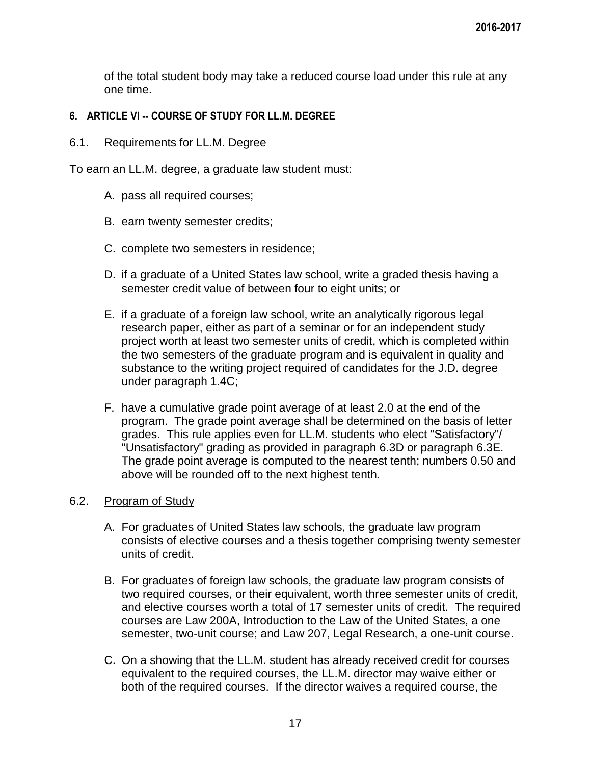of the total student body may take a reduced course load under this rule at any one time.

## 6. ARTICLE VI -- COURSE OF STUDY FOR LL.M. DEGREE

### 6.1. Requirements for LL.M. Degree

To earn an LL.M. degree, a graduate law student must:

A. pass all required courses;

B. earn twenty semester credits;

C. complete two semesters in residence;

D. if a graduate of a United States law school, write a graded thesis having a semester credit value of between four to eight units; or

E. if a graduate of a foreign law school, write an analytically rigorous legal research paper, either as part of a seminar or for an independent study project worth at least two semester units of credit, which is completed within the two semesters of the graduate program and is equivalent in quality and substance to the writing project required of candidates for the J.D. degree under paragraph 1.4C;

F. have a cumulative grade point average of at least 2.0 at the end of the program. The grade point average shall be determined on the basis of letter grades. This rule applies even for LL.M. students who elect "Satisfactory"/ "Unsatisfactory" grading as provided in paragraph 6.3D or paragraph 6.3E. The grade point average is computed to the nearest tenth; numbers 0.50 and above will be rounded off to the next highest tenth.

### 6.2. Program of Study

A. For graduates of United States law schools, the graduate law program consists of elective courses and a thesis together comprising twenty semester units of credit.

B. For graduates of foreign law schools, the graduate law program consists of two required courses, or their equivalent, worth three semester units of credit, and elective courses worth a total of 17 semester units of credit. The required courses are Law 200A, Introduction to the Law of the United States, a one semester, two-unit course; and Law 207, Legal Research, a one-unit course.

C. On a showing that the LL.M. student has already received credit for courses equivalent to the required courses, the LL.M. director may waive either or both of the required courses. If the director waives a required course, the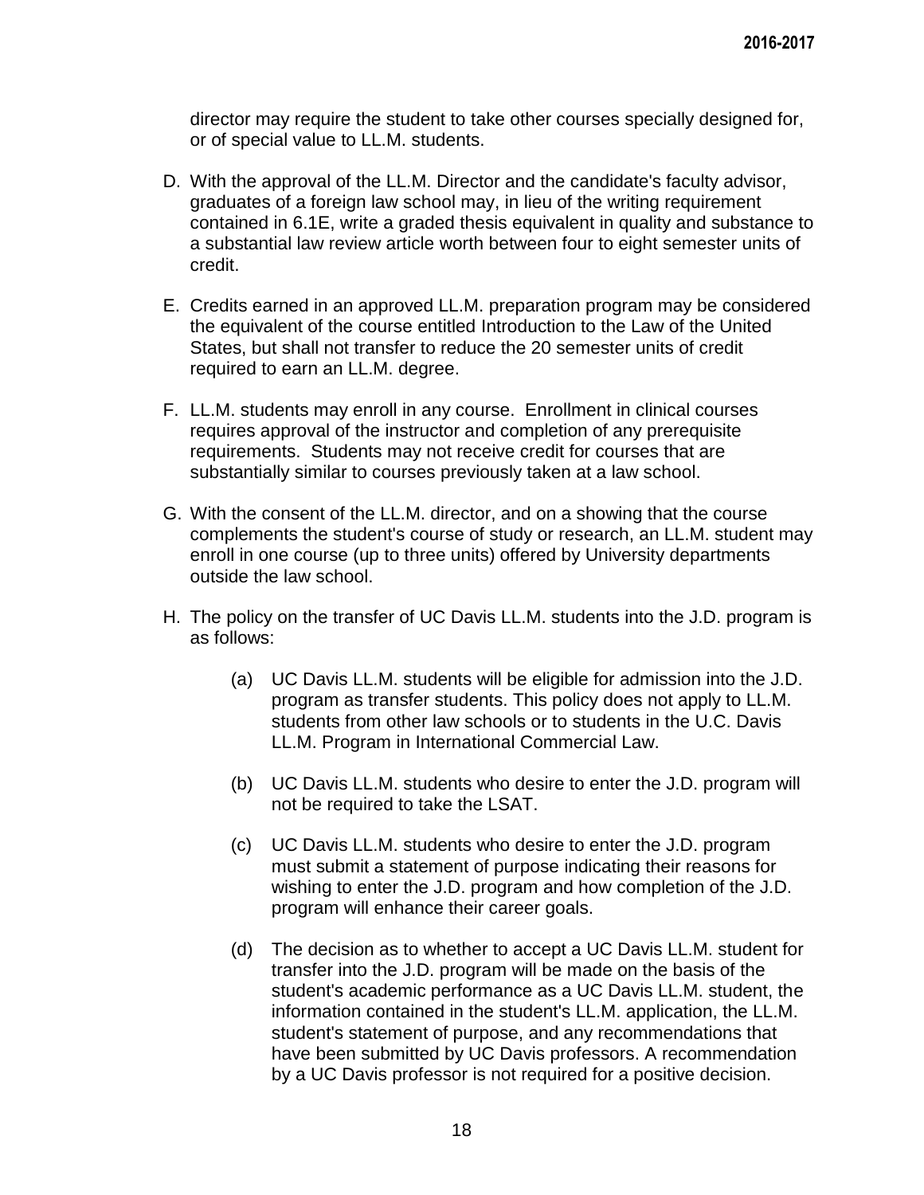director may require the student to take other courses specially designed for, or of special value to LL.M. students.

D. With the approval of the LL.M. Director and the candidate's faculty advisor, graduates of a foreign law school may, in lieu of the writing requirement contained in 6.1E, write a graded thesis equivalent in quality and substance to a substantial law review article worth between four to eight semester units of credit.

E. Credits earned in an approved LL.M. preparation program may be considered the equivalent of the course entitled Introduction to the Law of the United States, but shall not transfer to reduce the 20 semester units of credit required to earn an LL.M. degree.

F. LL.M. students may enroll in any course. Enrollment in clinical courses requires approval of the instructor and completion of any prerequisite requirements. Students may not receive credit for courses that are substantially similar to courses previously taken at a law school.

G. With the consent of the LL.M. director, and on a showing that the course complements the student's course of study or research, an LL.M. student may enroll in one course (up to three units) offered by University departments outside the law school.

H. The policy on the transfer of UC Davis LL.M. students into the J.D. program is as follows:

   (a) UC Davis LL.M. students will be eligible for admission into the J.D. program as transfer students. This policy does not apply to LL.M. students from other law schools or to students in the U.C. Davis LL.M. Program in International Commercial Law.

   (b) UC Davis LL.M. students who desire to enter the J.D. program will not be required to take the LSAT.

   (c) UC Davis LL.M. students who desire to enter the J.D. program must submit a statement of purpose indicating their reasons for wishing to enter the J.D. program and how completion of the J.D. program will enhance their career goals.

   (d) The decision as to whether to accept a UC Davis LL.M. student for transfer into the J.D. program will be made on the basis of the student's academic performance as a UC Davis LL.M. student, the information contained in the student's LL.M. application, the LL.M. student's statement of purpose, and any recommendations that have been submitted by UC Davis professors. A recommendation by a UC Davis professor is not required for a positive decision.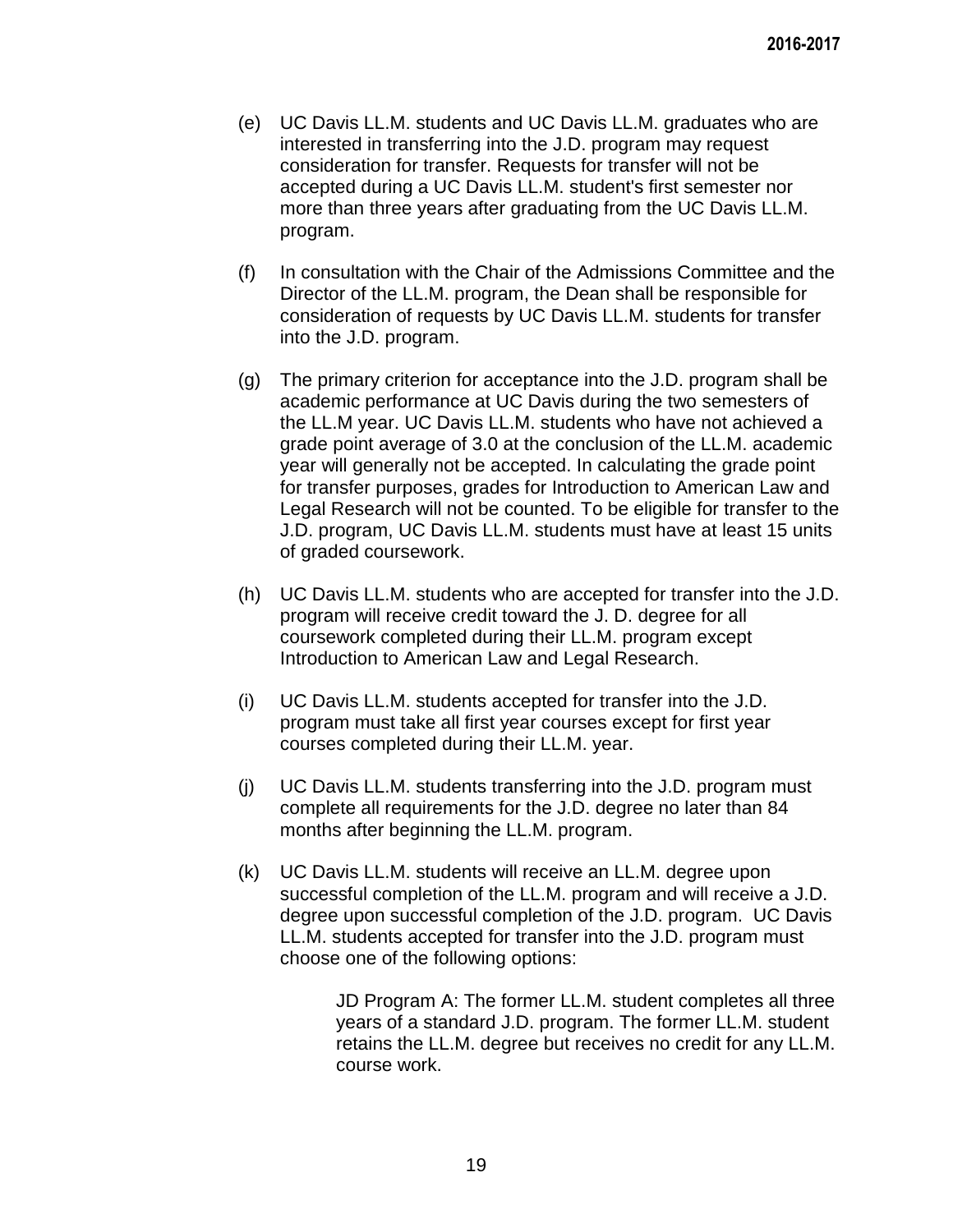(e) UC Davis LL.M. students and UC Davis LL.M. graduates who are interested in transferring into the J.D. program may request consideration for transfer. Requests for transfer will not be accepted during a UC Davis LL.M. student's first semester nor more than three years after graduating from the UC Davis LL.M. program.

(f) In consultation with the Chair of the Admissions Committee and the Director of the LL.M. program, the Dean shall be responsible for consideration of requests by UC Davis LL.M. students for transfer into the J.D. program.

(g) The primary criterion for acceptance into the J.D. program shall be academic performance at UC Davis during the two semesters of the LL.M year. UC Davis LL.M. students who have not achieved a grade point average of 3.0 at the conclusion of the LL.M. academic year will generally not be accepted. In calculating the grade point for transfer purposes, grades for Introduction to American Law and Legal Research will not be counted. To be eligible for transfer to the J.D. program, UC Davis LL.M. students must have at least 15 units of graded coursework.

(h) UC Davis LL.M. students who are accepted for transfer into the J.D. program will receive credit toward the J. D. degree for all coursework completed during their LL.M. program except Introduction to American Law and Legal Research.

(i) UC Davis LL.M. students accepted for transfer into the J.D. program must take all first year courses except for first year courses completed during their LL.M. year.

(j) UC Davis LL.M. students transferring into the J.D. program must complete all requirements for the J.D. degree no later than 84 months after beginning the LL.M. program.

(k) UC Davis LL.M. students will receive an LL.M. degree upon successful completion of the LL.M. program and will receive a J.D. degree upon successful completion of the J.D. program. UC Davis LL.M. students accepted for transfer into the J.D. program must choose one of the following options:

> JD Program A: The former LL.M. student completes all three years of a standard J.D. program. The former LL.M. student retains the LL.M. degree but receives no credit for any LL.M. course work.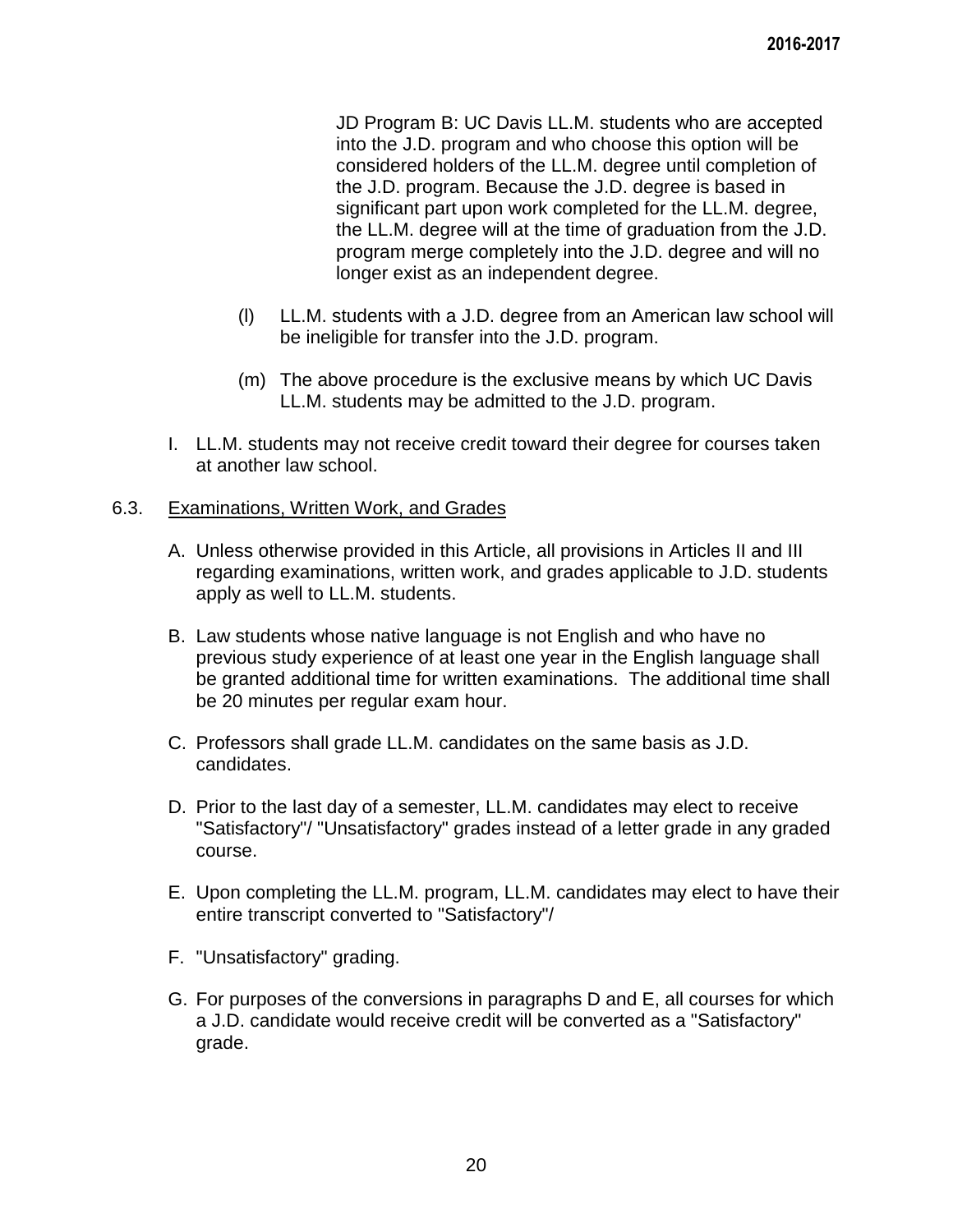JD Program B: UC Davis LL.M. students who are accepted into the J.D. program and who choose this option will be considered holders of the LL.M. degree until completion of the J.D. program. Because the J.D. degree is based in significant part upon work completed for the LL.M. degree, the LL.M. degree will at the time of graduation from the J.D. program merge completely into the J.D. degree and will no longer exist as an independent degree.

(l) LL.M. students with a J.D. degree from an American law school will be ineligible for transfer into the J.D. program.

(m) The above procedure is the exclusive means by which UC Davis LL.M. students may be admitted to the J.D. program.

I. LL.M. students may not receive credit toward their degree for courses taken at another law school.

6.3. <u>Examinations, Written Work, and Grades</u>

A. Unless otherwise provided in this Article, all provisions in Articles II and III regarding examinations, written work, and grades applicable to J.D. students apply as well to LL.M. students.

B. Law students whose native language is not English and who have no previous study experience of at least one year in the English language shall be granted additional time for written examinations. The additional time shall be 20 minutes per regular exam hour.

C. Professors shall grade LL.M. candidates on the same basis as J.D. candidates.

D. Prior to the last day of a semester, LL.M. candidates may elect to receive "Satisfactory"/ "Unsatisfactory" grades instead of a letter grade in any graded course.

E. Upon completing the LL.M. program, LL.M. candidates may elect to have their entire transcript converted to "Satisfactory"/

F. "Unsatisfactory" grading.

G. For purposes of the conversions in paragraphs D and E, all courses for which a J.D. candidate would receive credit will be converted as a "Satisfactory" grade.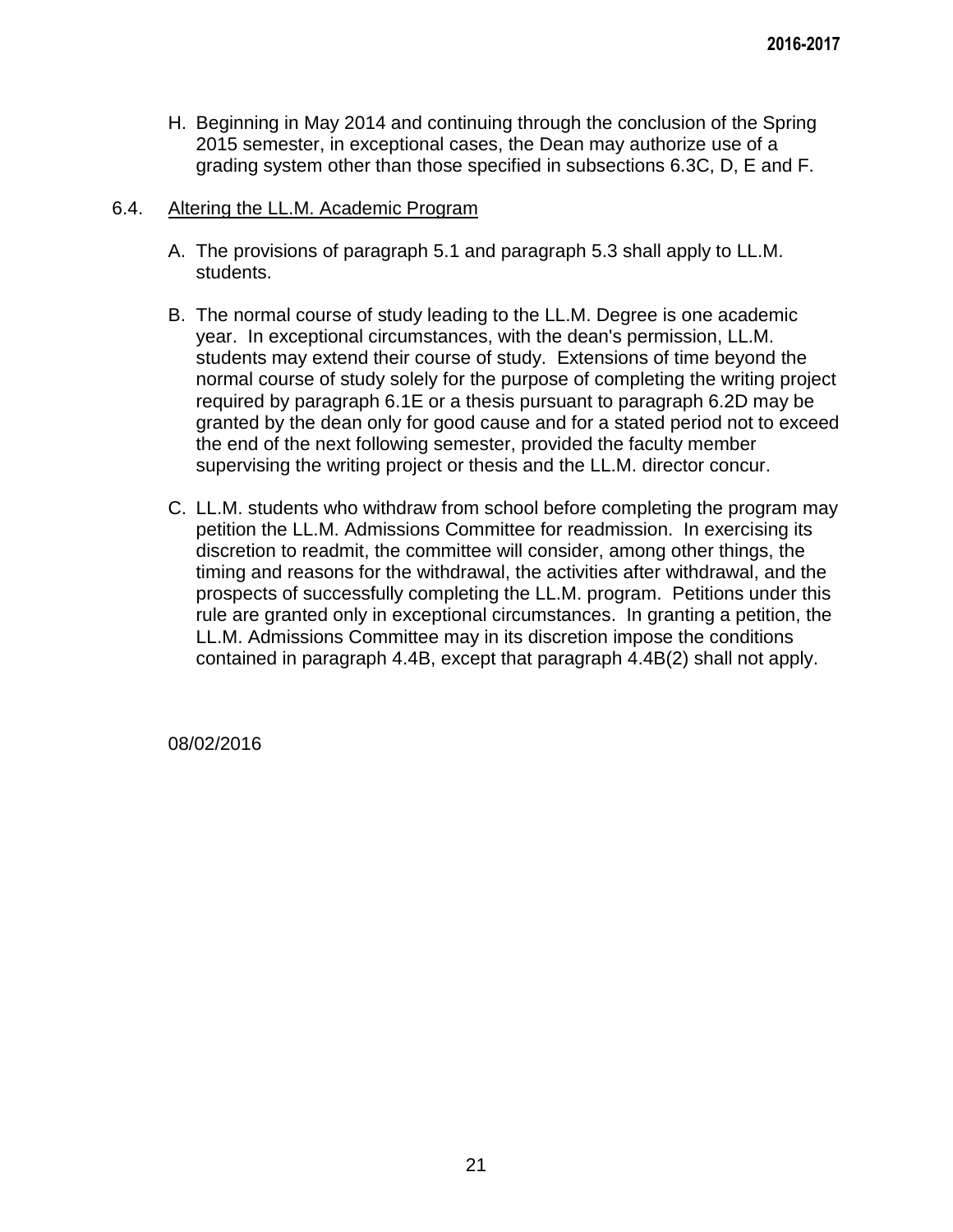H. Beginning in May 2014 and continuing through the conclusion of the Spring 2015 semester, in exceptional cases, the Dean may authorize use of a grading system other than those specified in subsections 6.3C, D, E and F.

### 6.4. Altering the LL.M. Academic Program

A. The provisions of paragraph 5.1 and paragraph 5.3 shall apply to LL.M. students.

B. The normal course of study leading to the LL.M. Degree is one academic year. In exceptional circumstances, with the dean's permission, LL.M. students may extend their course of study. Extensions of time beyond the normal course of study solely for the purpose of completing the writing project required by paragraph 6.1E or a thesis pursuant to paragraph 6.2D may be granted by the dean only for good cause and for a stated period not to exceed the end of the next following semester, provided the faculty member supervising the writing project or thesis and the LL.M. director concur.

C. LL.M. students who withdraw from school before completing the program may petition the LL.M. Admissions Committee for readmission. In exercising its discretion to readmit, the committee will consider, among other things, the timing and reasons for the withdrawal, the activities after withdrawal, and the prospects of successfully completing the LL.M. program. Petitions under this rule are granted only in exceptional circumstances. In granting a petition, the LL.M. Admissions Committee may in its discretion impose the conditions contained in paragraph 4.4B, except that paragraph 4.4B(2) shall not apply.

08/02/2016